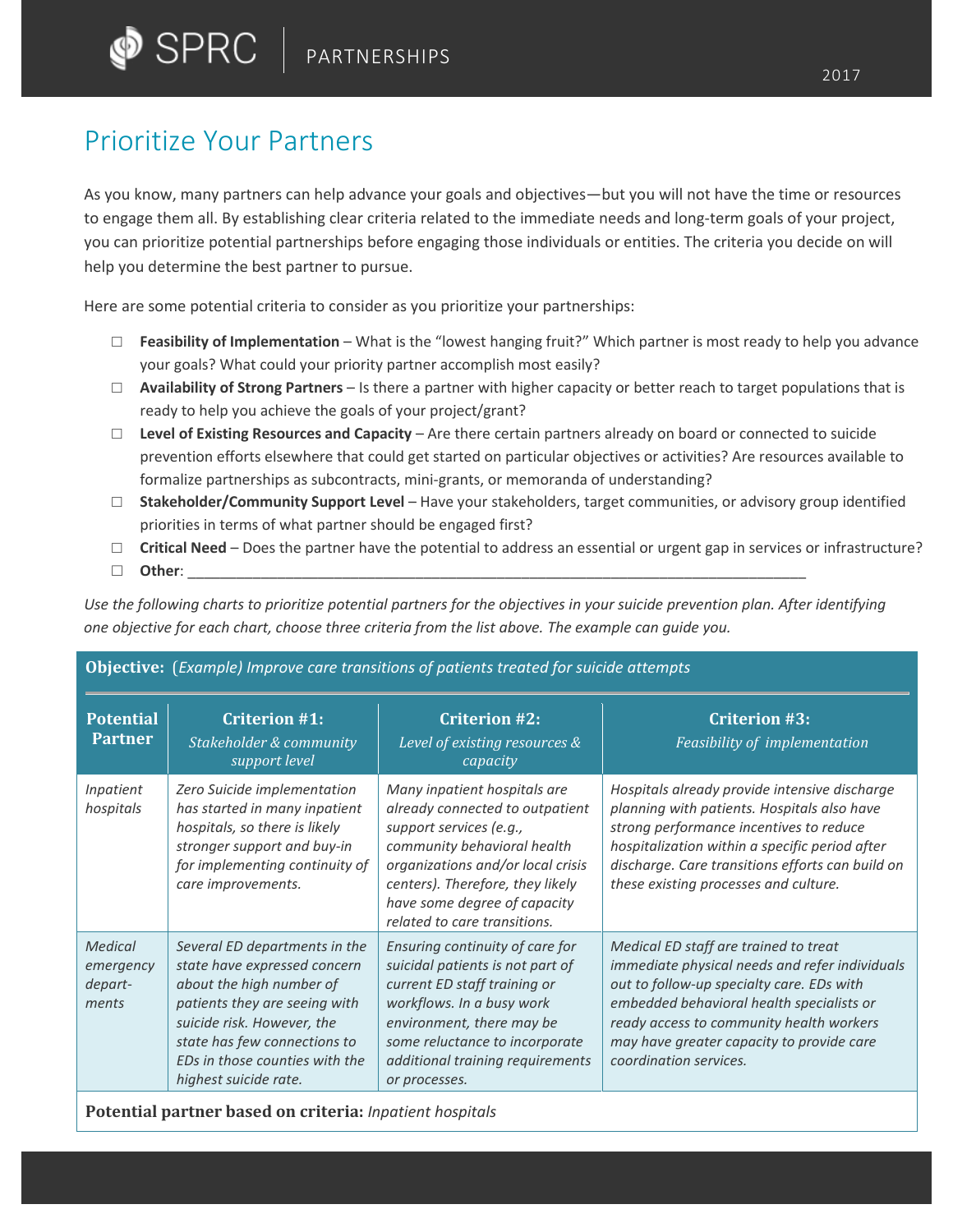# Prioritize Your Partners

As you know, many partners can help advance your goals and objectives—but you will not have the time or resources to engage them all. By establishing clear criteria related to the immediate needs and long-term goals of your project, you can prioritize potential partnerships before engaging those individuals or entities. The criteria you decide on will help you determine the best partner to pursue.

Here are some potential criteria to consider as you prioritize your partnerships:

- ☐ **Feasibility of Implementation** – What is the "lowest hanging fruit?" Which partner is most ready to help you advance your goals? What could your priority partner accomplish most easily?
- ☐ **Availability of Strong Partners** – Is there a partner with higher capacity or better reach to target populations that is ready to help you achieve the goals of your project/grant?
- ☐ **Level of Existing Resources and Capacity** – Are there certain partners already on board or connected to suicide prevention efforts elsewhere that could get started on particular objectives or activities? Are resources available to formalize partnerships as subcontracts, mini-grants, or memoranda of understanding?
- ☐ **Stakeholder/Community Support Level** – Have your stakeholders, target communities, or advisory group identified priorities in terms of what partner should be engaged first?
- ☐ **Critical Need** – Does the partner have the potential to address an essential or urgent gap in services or infrastructure?
- ☐ **Other**: ___________________________________________________________________________

*Use the following charts to prioritize potential partners for the objectives in your suicide prevention plan. After identifying one objective for each chart, choose three criteria from the list above. The example can guide you.*

**Objective:** (*Example) Improve care transitions of patients treated for suicide attempts*

| Potential Partner | Criterion #1: *Stakeholder & community support level* | Criterion #2: *Level of existing resources & capacity* | Criterion #3: *Feasibility of implementation* |
|---|---|---|---|
| *Inpatient hospitals* | *Zero Suicide implementation has started in many inpatient hospitals, so there is likely stronger support and buy-in for implementing continuity of care improvements.* | *Many inpatient hospitals are already connected to outpatient support services (e.g., community behavioral health organizations and/or local crisis centers). Therefore, they likely have some degree of capacity related to care transitions.* | *Hospitals already provide intensive discharge planning with patients. Hospitals also have strong performance incentives to reduce hospitalization within a specific period after discharge. Care transitions efforts can build on these existing processes and culture.* |
| *Medical emergency depart-ments* | *Several ED departments in the state have expressed concern about the high number of patients they are seeing with suicide risk. However, the state has few connections to EDs in those counties with the highest suicide rate.* | *Ensuring continuity of care for suicidal patients is not part of current ED staff training or workflows. In a busy work environment, there may be some reluctance to incorporate additional training requirements or processes.* | *Medical ED staff are trained to treat immediate physical needs and refer individuals out to follow-up specialty care. EDs with embedded behavioral health specialists or ready access to community health workers may have greater capacity to provide care coordination services.* |

**Potential partner based on criteria:** *Inpatient hospitals*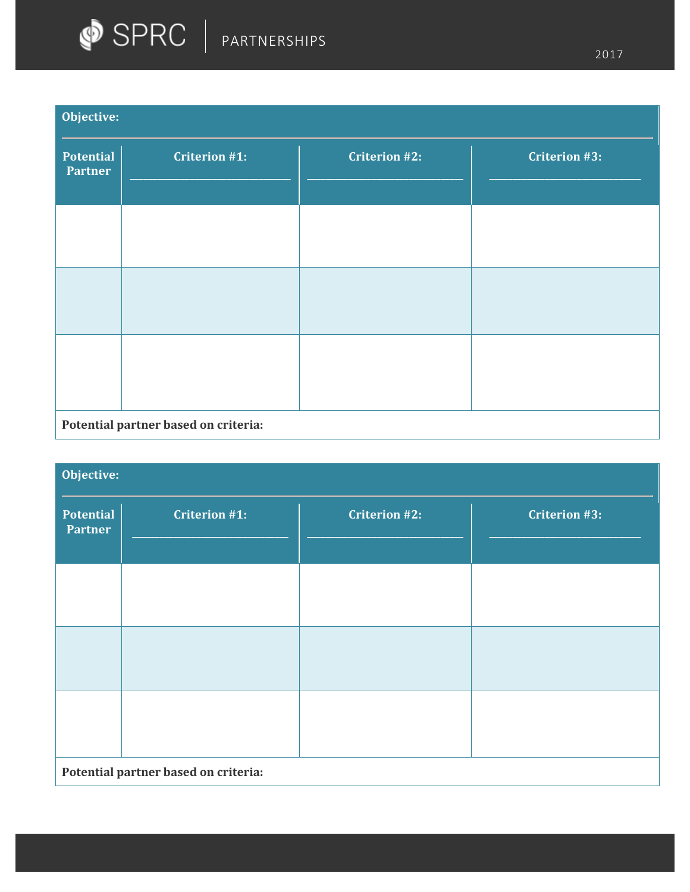**Objective:**

| Potential Partner | Criterion #1: ____________ | Criterion #2: ____________ | Criterion #3: ____________ |
|---|---|---|---|
| | | | |
| | | | |
| | | | |

**Potential partner based on criteria:**

**Objective:**

| Potential Partner | Criterion #1: ____________ | Criterion #2: ____________ | Criterion #3: ____________ |
|---|---|---|---|
| | | | |
| | | | |
| | | | |

**Potential partner based on criteria:**